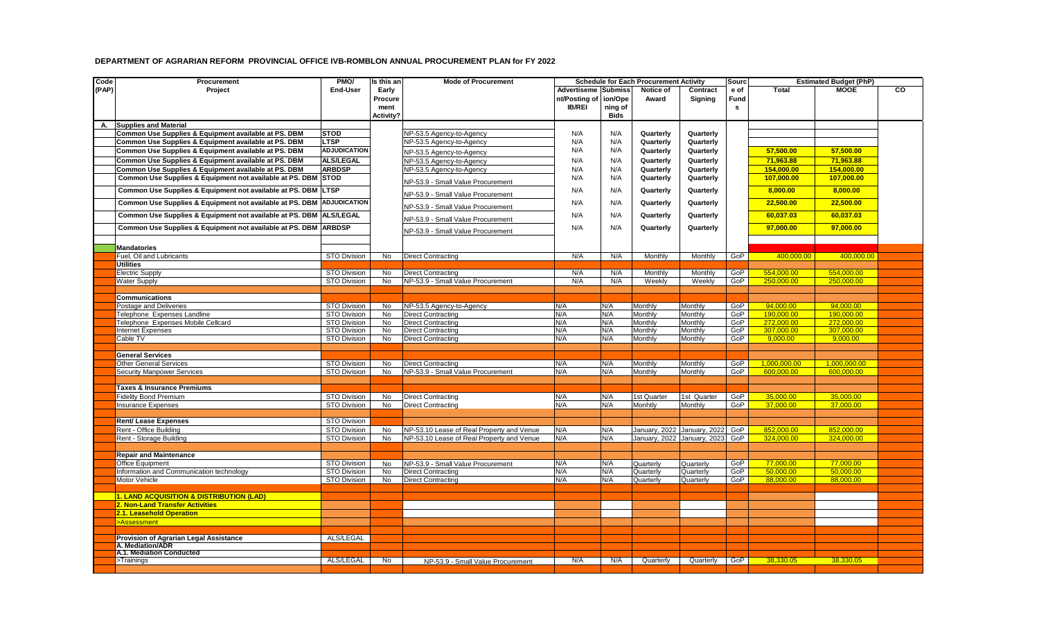**DEPARTMENT OF AGRARIAN REFORM PROVINCIAL OFFICE IVB-ROMBLON ANNUAL PROCUREMENT PLAN for FY 2022**

| Code (PAP) | Procurement Project | PMO/ End-User | Is this an Early Procurement Activity? | Mode of Procurement | Schedule for Each Procurement Activity | | | | Source of Funds | Estimated Budget (PhP) | | |
|---|---|---|---|---|---|---|---|---|---|---|---|---|
| | | | | | Advertisement/Posting of IB/REI | Submission/Opening of Bids | Notice of Award | Contract Signing | | Total | MOOE | CO |
| A. | **Supplies and Material** | | | | | | | | | | | |
| | Common Use Supplies & Equipment available at PS. DBM | STOD | | NP-53.5 Agency-to-Agency | N/A | N/A | Quarterly | Quarterly | | | | |
| | Common Use Supplies & Equipment available at PS. DBM | LTSP | | NP-53.5 Agency-to-Agency | N/A | N/A | Quarterly | Quarterly | | | | |
| | Common Use Supplies & Equipment available at PS. DBM | ADJUDICATION | | NP-53.5 Agency-to-Agency | N/A | N/A | Quarterly | Quarterly | | 57,500.00 | 57,500.00 | |
| | Common Use Supplies & Equipment available at PS. DBM | ALS/LEGAL | | NP-53.5 Agency-to-Agency | N/A | N/A | Quarterly | Quarterly | | 71,963.88 | 71,963.88 | |
| | Common Use Supplies & Equipment available at PS. DBM | ARBDSP | | NP-53.5 Agency-to-Agency | N/A | N/A | Quarterly | Quarterly | | 154,000.00 | 154,000.00 | |
| | Common Use Supplies & Equipment not available at PS. DBM | STOD | | NP-53.9 - Small Value Procurement | N/A | N/A | Quarterly | Quarterly | | 107,000.00 | 107,000.00 | |
| | Common Use Supplies & Equipment not available at PS. DBM | LTSP | | NP-53.9 - Small Value Procurement | N/A | N/A | Quarterly | Quarterly | | 8,000.00 | 8,000.00 | |
| | Common Use Supplies & Equipment not available at PS. DBM | ADJUDICATION | | NP-53.9 - Small Value Procurement | N/A | N/A | Quarterly | Quarterly | | 22,500.00 | 22,500.00 | |
| | Common Use Supplies & Equipment not available at PS. DBM | ALS/LEGAL | | NP-53.9 - Small Value Procurement | N/A | N/A | Quarterly | Quarterly | | 60,037.03 | 60,037.03 | |
| | Common Use Supplies & Equipment not available at PS. DBM | ARBDSP | | NP-53.9 - Small Value Procurement | N/A | N/A | Quarterly | Quarterly | | 97,000.00 | 97,000.00 | |
| | | | | | | | | | | | | |
| | **Mandatories** | | | | | | | | | | | |
| | Fuel, Oil and Lubricants | STO Division | No | Direct Contracting | N/A | N/A | Monthly | Monthly | GoP | 400,000.00 | 400,000.00 | |
| | **Utilities** | | | | | | | | | | | |
| | Electric Supply | STO Division | No | Direct Contracting | N/A | N/A | Monthly | Monthly | GoP | 554,000.00 | 554,000.00 | |
| | Water Supply | STO Division | No | NP-53.9 - Small Value Procurement | N/A | N/A | Weekly | Weekly | GoP | 250,000.00 | 250,000.00 | |
| | | | | | | | | | | | | |
| | **Communications** | | | | | | | | | | | |
| | Postage and Deliveries | STO Division | No | NP-53.5 Agency-to-Agency | N/A | N/A | Monthly | Monthly | GoP | 94,000.00 | 94,000.00 | |
| | Telephone Expenses Landline | STO Division | No | Direct Contracting | N/A | N/A | Monthly | Monthly | GoP | 190,000.00 | 190,000.00 | |
| | Telephone Expenses Mobile Cellcard | STO Division | No | Direct Contracting | N/A | N/A | Monthly | Monthly | GoP | 272,000.00 | 272,000.00 | |
| | Internet Expenses | STO Division | No | Direct Contracting | N/A | N/A | Monthly | Monthly | GoP | 307,000.00 | 307,000.00 | |
| | Cable TV | STO Division | No | Direct Contracting | N/A | N/A | Monthly | Monthly | GoP | 9,000.00 | 9,000.00 | |
| | | | | | | | | | | | | |
| | **General Services** | | | | | | | | | | | |
| | Other General Services | STO Division | No | Direct Contracting | N/A | N/A | Monthly | Monthly | GoP | 1,000,000.00 | 1,000,000.00 | |
| | Security Manpower Services | STO Division | No | NP-53.9 - Small Value Procurement | N/A | N/A | Monthly | Monthly | GoP | 600,000.00 | 600,000.00 | |
| | | | | | | | | | | | | |
| | **Taxes & Insurance Premiums** | | | | | | | | | | | |
| | Fidelity Bond Premium | STO Division | No | Direct Contracting | N/A | N/A | 1st Quarter | 1st Quarter | GoP | 35,000.00 | 35,000.00 | |
| | Insurance Expenses | STO Division | No | Direct Contracting | N/A | N/A | Monhtly | Monthly | GoP | 37,000.00 | 37,000.00 | |
| | | | | | | | | | | | | |
| | **Rent/ Lease Expenses** | STO Division | | | | | | | | | | |
| | Rent - Office Building | STO Division | No | NP-53.10 Lease of Real Property and Venue | N/A | N/A | January, 2022 | January, 2022 | GoP | 852,000.00 | 852,000.00 | |
| | Rent - Storage Building | STO Division | No | NP-53.10 Lease of Real Property and Venue | N/A | N/A | January, 2022 | January, 2023 | GoP | 324,000.00 | 324,000.00 | |
| | | | | | | | | | | | | |
| | **Repair and Maintenance** | | | | | | | | | | | |
| | Office Equipment | STO Division | No | NP-53.9 - Small Value Procurement | N/A | N/A | Quarterly | Quarterly | GoP | 77,000.00 | 77,000.00 | |
| | Information and Communication technology | STO Division | No | Direct Contracting | N/A | N/A | Quarterly | Quarterly | GoP | 50,000.00 | 50,000.00 | |
| | Motor Vehicle | STO Division | No | Direct Contracting | N/A | N/A | Quarterly | Quarterly | GoP | 88,000.00 | 88,000.00 | |
| | | | | | | | | | | | | |
| | **1. LAND ACQUISITION & DISTRIBUTION (LAD)** | | | | | | | | | | | |
| | **2. Non-Land Transfer Activities** | | | | | | | | | | | |
| | **2.1. Leasehold Operation** | | | | | | | | | | | |
| | >Assessment | | | | | | | | | | | |
| | | | | | | | | | | | | |
| | **Provision of Agrarian Legal Assistance** | ALS/LEGAL | | | | | | | | | | |
| | **A. Mediation/ADR** | | | | | | | | | | | |
| | **A.1. Mediation Conducted** | | | | | | | | | | | |
| | >Trainings | ALS/LEGAL | No | NP-53.9 - Small Value Procurement | N/A | N/A | Quarterly | Quarterly | GoP | 38,330.05 | 38,330.05 | |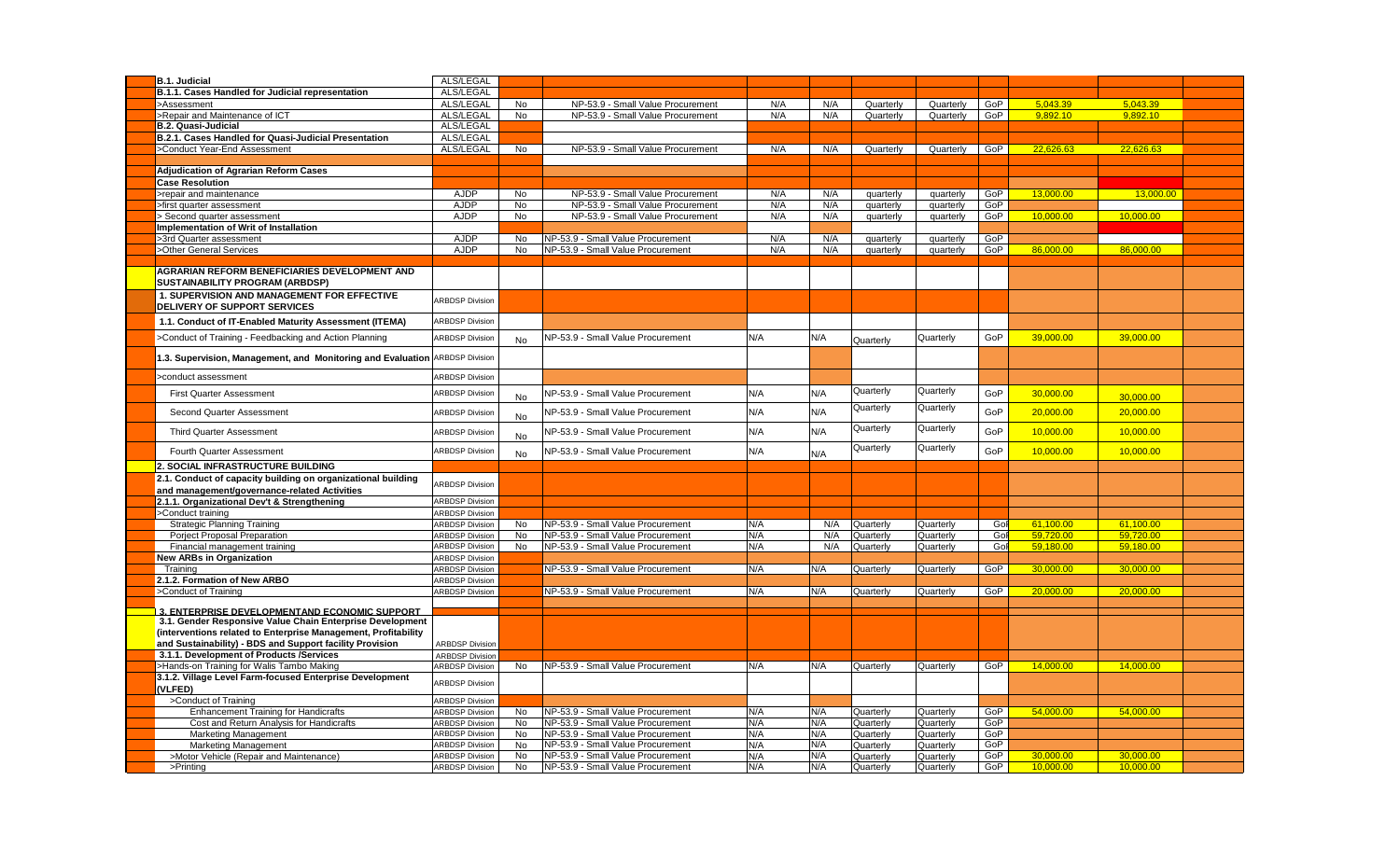| | | | | | | | | | | | | |
|---|---|---|---|---|---|---|---|---|---|---|---|---|
| | **B.1. Judicial** | ALS/LEGAL | | | | | | | | | | |
| | **B.1.1. Cases Handled for Judicial representation** | ALS/LEGAL | | | | | | | | | | |
| | >Assessment | ALS/LEGAL | No | NP-53.9 - Small Value Procurement | N/A | N/A | Quarterly | Quarterly | GoP | 5,043.39 | 5,043.39 | |
| | >Repair and Maintenance of ICT | ALS/LEGAL | No | NP-53.9 - Small Value Procurement | N/A | N/A | Quarterly | Quarterly | GoP | 9,892.10 | 9,892.10 | |
| | **B.2. Quasi-Judicial** | ALS/LEGAL | | | | | | | | | | |
| | **B.2.1. Cases Handled for Quasi-Judicial Presentation** | ALS/LEGAL | | | | | | | | | | |
| | >Conduct Year-End Assessment | ALS/LEGAL | No | NP-53.9 - Small Value Procurement | N/A | N/A | Quarterly | Quarterly | GoP | 22,626.63 | 22,626.63 | |
| | | | | | | | | | | | | |
| | **Adjudication of Agrarian Reform Cases** | | | | | | | | | | | |
| | **Case Resolution** | | | | | | | | | | | |
| | >repair and maintenance | AJDP | No | NP-53.9 - Small Value Procurement | N/A | N/A | quarterly | quarterly | GoP | 13,000.00 | 13,000.00 | |
| | >first quarter assessment | AJDP | No | NP-53.9 - Small Value Procurement | N/A | N/A | quarterly | quarterly | GoP | | | |
| | > Second quarter assessment | AJDP | No | NP-53.9 - Small Value Procurement | N/A | N/A | quarterly | quarterly | GoP | 10,000.00 | 10,000.00 | |
| | **Implementation of Writ of Installation** | | | | | | | | | | | |
| | >3rd Quarter assessment | AJDP | No | NP-53.9 - Small Value Procurement | N/A | N/A | quarterly | quarterly | GoP | | | |
| | >Other General Services | AJDP | No | NP-53.9 - Small Value Procurement | N/A | N/A | quarterly | quarterly | GoP | 86,000.00 | 86,000.00 | |
| | | | | | | | | | | | | |
| | **AGRARIAN REFORM BENEFICIARIES DEVELOPMENT AND SUSTAINABILITY PROGRAM (ARBDSP)** | | | | | | | | | | | |
| | **1. SUPERVISION AND MANAGEMENT FOR EFFECTIVE DELIVERY OF SUPPORT SERVICES** | ARBDSP Division | | | | | | | | | | |
| | **1.1. Conduct of IT-Enabled Maturity Assessment (ITEMA)** | ARBDSP Division | | | | | | | | | | |
| | >Conduct of Training - Feedbacking and Action Planning | ARBDSP Division | No | NP-53.9 - Small Value Procurement | N/A | N/A | Quarterly | Quarterly | GoP | 39,000.00 | 39,000.00 | |
| | **1.3. Supervision, Management, and Monitoring and Evaluation** | ARBDSP Division | | | | | | | | | | |
| | >conduct assessment | ARBDSP Division | | | | | | | | | | |
| | First Quarter Assessment | ARBDSP Division | No | NP-53.9 - Small Value Procurement | N/A | N/A | Quarterly | Quarterly | GoP | 30,000.00 | 30,000.00 | |
| | Second Quarter Assessment | ARBDSP Division | No | NP-53.9 - Small Value Procurement | N/A | N/A | Quarterly | Quarterly | GoP | 20,000.00 | 20,000.00 | |
| | Third Quarter Assessment | ARBDSP Division | No | NP-53.9 - Small Value Procurement | N/A | N/A | Quarterly | Quarterly | GoP | 10,000.00 | 10,000.00 | |
| | Fourth Quarter Assessment | ARBDSP Division | No | NP-53.9 - Small Value Procurement | N/A | N/A | Quarterly | Quarterly | GoP | 10,000.00 | 10,000.00 | |
| | **2. SOCIAL INFRASTRUCTURE BUILDING** | | | | | | | | | | | |
| | **2.1. Conduct of capacity building on organizational building and management/governance-related Activities** | ARBDSP Division | | | | | | | | | | |
| | **2.1.1. Organizational Dev't & Strengthening** | ARBDSP Division | | | | | | | | | | |
| | >Conduct training | ARBDSP Division | | | | | | | | | | |
| | Strategic Planning Training | ARBDSP Division | No | NP-53.9 - Small Value Procurement | N/A | N/A | Quarterly | Quarterly | GoP | 61,100.00 | 61,100.00 | |
| | Porject Proposal Preparation | ARBDSP Division | No | NP-53.9 - Small Value Procurement | N/A | N/A | Quarterly | Quarterly | GoP | 59,720.00 | 59,720.00 | |
| | Financial management training | ARBDSP Division | No | NP-53.9 - Small Value Procurement | N/A | N/A | Quarterly | Quarterly | GoP | 59,180.00 | 59,180.00 | |
| | **New ARBs in Organization** | ARBDSP Division | | | | | | | | | | |
| | Training | ARBDSP Division | | NP-53.9 - Small Value Procurement | N/A | N/A | Quarterly | Quarterly | GoP | 30,000.00 | 30,000.00 | |
| | **2.1.2. Formation of New ARBO** | ARBDSP Division | | | | | | | | | | |
| | >Conduct of Training | ARBDSP Division | | NP-53.9 - Small Value Procurement | N/A | N/A | Quarterly | Quarterly | GoP | 20,000.00 | 20,000.00 | |
| | | | | | | | | | | | | |
| | **3. ENTERPRISE DEVELOPMENTAND ECONOMIC SUPPORT** | | | | | | | | | | | |
| | **3.1. Gender Responsive Value Chain Enterprise Development (interventions related to Enterprise Management, Profitability and Sustainability) - BDS and Support facility Provision** | ARBDSP Division | | | | | | | | | | |
| | **3.1.1. Development of Products /Services** | ARBDSP Division | | | | | | | | | | |
| | >Hands-on Training for Walis Tambo Making | ARBDSP Division | No | NP-53.9 - Small Value Procurement | N/A | N/A | Quarterly | Quarterly | GoP | 14,000.00 | 14,000.00 | |
| | **3.1.2. Village Level Farm-focused Enterprise Development (VLFED)** | ARBDSP Division | | | | | | | | | | |
| | >Conduct of Training | ARBDSP Division | | | | | | | | | | |
| | Enhancement Training for Handicrafts | ARBDSP Division | No | NP-53.9 - Small Value Procurement | N/A | N/A | Quarterly | Quarterly | GoP | 54,000.00 | 54,000.00 | |
| | Cost and Return Analysis for Handicrafts | ARBDSP Division | No | NP-53.9 - Small Value Procurement | N/A | N/A | Quarterly | Quarterly | GoP | | | |
| | Marketing Management | ARBDSP Division | No | NP-53.9 - Small Value Procurement | N/A | N/A | Quarterly | Quarterly | GoP | | | |
| | Marketing Management | ARBDSP Division | No | NP-53.9 - Small Value Procurement | N/A | N/A | Quarterly | Quarterly | GoP | | | |
| | >Motor Vehicle (Repair and Maintenance) | ARBDSP Division | No | NP-53.9 - Small Value Procurement | N/A | N/A | Quarterly | Quarterly | GoP | 30,000.00 | 30,000.00 | |
| | >Printing | ARBDSP Division | No | NP-53.9 - Small Value Procurement | N/A | N/A | Quarterly | Quarterly | GoP | 10,000.00 | 10,000.00 | |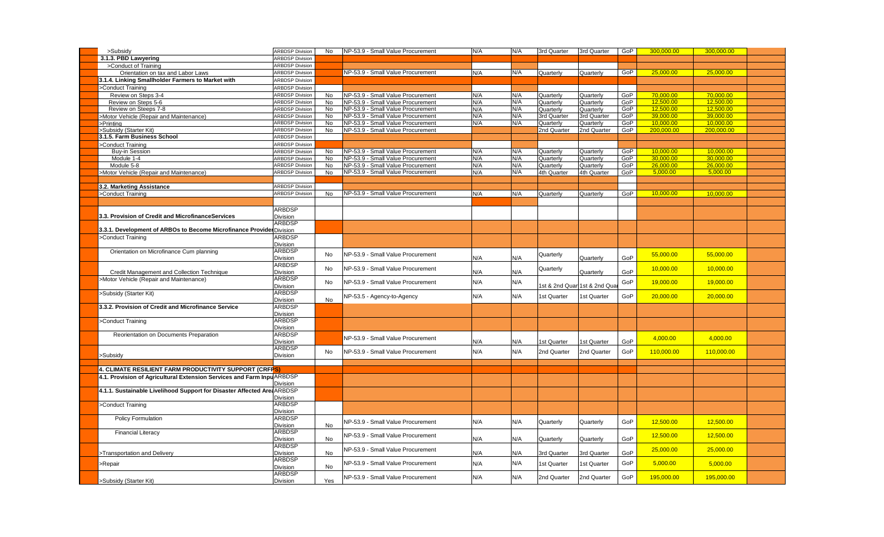| | | | | | | | | | | | |
|---|---|---|---|---|---|---|---|---|---|---|---|
| >Subsidy | ARBDSP Division | No | NP-53.9 - Small Value Procurement | N/A | N/A | 3rd Quarter | 3rd Quarter | GoP | 300,000.00 | 300,000.00 | |
| **3.1.3. PBD Lawyering** | ARBDSP Division | | | | | | | | | | |
| >Conduct of Training | ARBDSP Division | | | | | | | | | | |
| Orientation on tax and Labor Laws | ARBDSP Division | | NP-53.9 - Small Value Procurement | N/A | N/A | Quarterly | Quarterly | GoP | 25,000.00 | 25,000.00 | |
| **3.1.4. Linking Smallholder Farmers to Market with** | ARBDSP Division | | | | | | | | | | |
| >Conduct Training | ARBDSP Division | | | | | | | | | | |
| Review on Steps 3-4 | ARBDSP Division | No | NP-53.9 - Small Value Procurement | N/A | N/A | Quarterly | Quarterly | GoP | 70,000.00 | 70,000.00 | |
| Review on Steps 5-6 | ARBDSP Division | No | NP-53.9 - Small Value Procurement | N/A | N/A | Quarterly | Quarterly | GoP | 12,500.00 | 12,500.00 | |
| Review on Steeps 7-8 | ARBDSP Division | No | NP-53.9 - Small Value Procurement | N/A | N/A | Quarterly | Quarterly | GoP | 12,500.00 | 12,500.00 | |
| >Motor Vehicle (Repair and Maintenance) | ARBDSP Division | No | NP-53.9 - Small Value Procurement | N/A | N/A | 3rd Quarter | 3rd Quarter | GoP | 39,000.00 | 39,000.00 | |
| >Printing | ARBDSP Division | No | NP-53.9 - Small Value Procurement | N/A | N/A | Quarterly | Quarterly | GoP | 10,000.00 | 10,000.00 | |
| >Subsidy (Starter Kit) | ARBDSP Division | No | NP-53.9 - Small Value Procurement | | | 2nd Quarter | 2nd Quarter | GoP | 200,000.00 | 200,000.00 | |
| **3.1.5. Farm Business School** | ARBDSP Division | | | | | | | | | | |
| >Conduct Training | ARBDSP Division | | | | | | | | | | |
| Buy-in Session | ARBDSP Division | No | NP-53.9 - Small Value Procurement | N/A | N/A | Quarterly | Quarterly | GoP | 10,000.00 | 10,000.00 | |
| Module 1-4 | ARBDSP Division | No | NP-53.9 - Small Value Procurement | N/A | N/A | Quarterly | Quarterly | GoP | 30,000.00 | 30,000.00 | |
| Module 5-8 | ARBDSP Division | No | NP-53.9 - Small Value Procurement | N/A | N/A | Quarterly | Quarterly | GoP | 26,000.00 | 26,000.00 | |
| >Motor Vehicle (Repair and Maintenance) | ARBDSP Division | No | NP-53.9 - Small Value Procurement | N/A | N/A | 4th Quarter | 4th Quarter | GoP | 5,000.00 | 5,000.00 | |
| | | | | | | | | | | | |
| **3.2. Marketing Assistance** | ARBDSP Division | | | | | | | | | | |
| >Conduct Training | ARBDSP Division | No | NP-53.9 - Small Value Procurement | N/A | N/A | Quarterly | Quarterly | GoP | 10,000.00 | 10,000.00 | |
| | | | | | | | | | | | |
| **3.3. Provision of Credit and MicrofinanceServices** | ARBDSP Division | | | | | | | | | | |
| **3.3.1. Development of ARBOs to Become Microfinance Provider** | ARBDSP Division | | | | | | | | | | |
| >Conduct Training | ARBDSP Division | | | | | | | | | | |
| Orientation on Microfinance Cum planning | ARBDSP Division | No | NP-53.9 - Small Value Procurement | N/A | N/A | Quarterly | Quarterly | GoP | 55,000.00 | 55,000.00 | |
| Credit Management and Collection Technique | ARBDSP Division | No | NP-53.9 - Small Value Procurement | N/A | N/A | Quarterly | Quarterly | GoP | 10,000.00 | 10,000.00 | |
| >Motor Vehicle (Repair and Maintenance) | ARBDSP Division | No | NP-53.9 - Small Value Procurement | N/A | N/A | 1st & 2nd Quar | 1st & 2nd Quar | GoP | 19,000.00 | 19,000.00 | |
| >Subsidy (Starter Kit) | ARBDSP Division | No | NP-53.5 - Agency-to-Agency | N/A | N/A | 1st Quarter | 1st Quarter | GoP | 20,000.00 | 20,000.00 | |
| **3.3.2. Provision of Credit and Microfinance Service** | ARBDSP Division | | | | | | | | | | |
| >Conduct Training | ARBDSP Division | | | | | | | | | | |
| Reorientation on Documents Preparation | ARBDSP Division | | NP-53.9 - Small Value Procurement | N/A | N/A | 1st Quarter | 1st Quarter | GoP | 4,000.00 | 4,000.00 | |
| >Subsidy | ARBDSP Division | No | NP-53.9 - Small Value Procurement | N/A | N/A | 2nd Quarter | 2nd Quarter | GoP | 110,000.00 | 110,000.00 | |
| | | | | | | | | | | | |
| **4. CLIMATE RESILIENT FARM PRODUCTIVITY SUPPORT (CRFPS)** | | | | | | | | | | | |
| **4.1. Provision of Agricultural Extension Services and Farm Inpu** | ARBDSP Division | | | | | | | | | | |
| **4.1.1. Sustainable Livelihood Support for Disaster Affected Are** | ARBDSP Division | | | | | | | | | | |
| >Conduct Training | ARBDSP Division | | | | | | | | | | |
| Policy Formulation | ARBDSP Division | No | NP-53.9 - Small Value Procurement | N/A | N/A | Quarterly | Quarterly | GoP | 12,500.00 | 12,500.00 | |
| Financial Literacy | ARBDSP Division | No | NP-53.9 - Small Value Procurement | N/A | N/A | Quarterly | Quarterly | GoP | 12,500.00 | 12,500.00 | |
| >Transportation and Delivery | ARBDSP Division | No | NP-53.9 - Small Value Procurement | N/A | N/A | 3rd Quarter | 3rd Quarter | GoP | 25,000.00 | 25,000.00 | |
| >Repair | ARBDSP Division | No | NP-53.9 - Small Value Procurement | N/A | N/A | 1st Quarter | 1st Quarter | GoP | 5,000.00 | 5,000.00 | |
| >Subsidy (Starter Kit) | ARBDSP Division | Yes | NP-53.9 - Small Value Procurement | N/A | N/A | 2nd Quarter | 2nd Quarter | GoP | 195,000.00 | 195,000.00 | |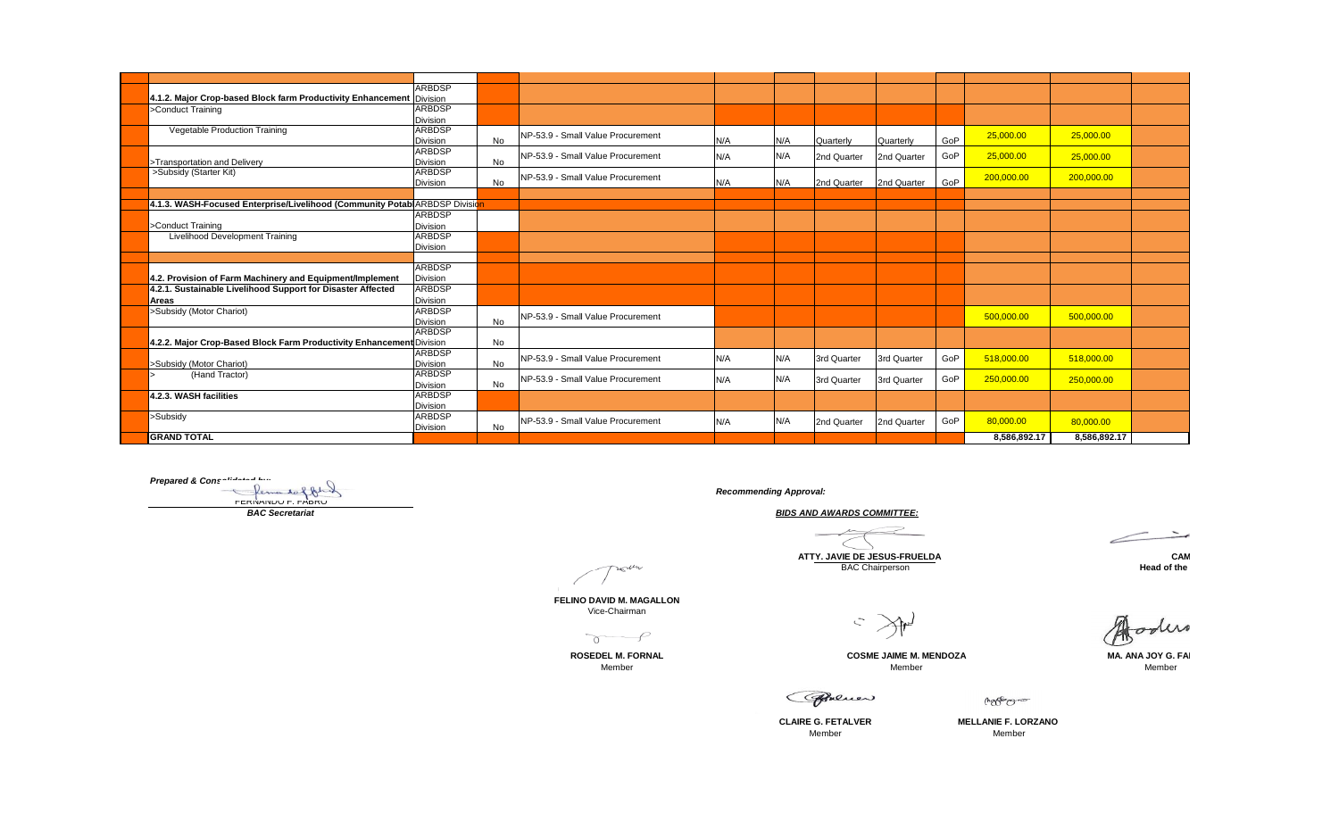| | | | | | | | | | | | | |
|---|---|---|---|---|---|---|---|---|---|---|---|---|
| | | | | | | | | | | | | |
| | 4.1.2. Major Crop-based Block farm Productivity Enhancement | ARBDSP Division | | | | | | | | | | |
| | >Conduct Training | ARBDSP Division | | | | | | | | | | |
| | Vegetable Production Training | ARBDSP Division | No | NP-53.9 - Small Value Procurement | N/A | N/A | Quarterly | Quarterly | GoP | 25,000.00 | 25,000.00 | |
| | >Transportation and Delivery | ARBDSP Division | No | NP-53.9 - Small Value Procurement | N/A | N/A | 2nd Quarter | 2nd Quarter | GoP | 25,000.00 | 25,000.00 | |
| | >Subsidy (Starter Kit) | ARBDSP Division | No | NP-53.9 - Small Value Procurement | N/A | N/A | 2nd Quarter | 2nd Quarter | GoP | 200,000.00 | 200,000.00 | |
| | | | | | | | | | | | | |
| | 4.1.3. WASH-Focused Enterprise/Livelihood (Community Potab | ARBDSP Division | | | | | | | | | | |
| | >Conduct Training | ARBDSP Division | | | | | | | | | | |
| | Livelihood Development Training | ARBDSP Division | | | | | | | | | | |
| | | | | | | | | | | | | |
| | 4.2. Provision of Farm Machinery and Equipment/Implement | ARBDSP Division | | | | | | | | | | |
| | 4.2.1. Sustainable Livelihood Support for Disaster Affected Areas | ARBDSP Division | | | | | | | | | | |
| | >Subsidy (Motor Chariot) | ARBDSP Division | No | NP-53.9 - Small Value Procurement | | | | | | 500,000.00 | 500,000.00 | |
| | 4.2.2. Major Crop-Based Block Farm Productivity Enhancement | ARBDSP Division | No | | | | | | | | | |
| | >Subsidy (Motor Chariot) | ARBDSP Division | No | NP-53.9 - Small Value Procurement | N/A | N/A | 3rd Quarter | 3rd Quarter | GoP | 518,000.00 | 518,000.00 | |
| | > (Hand Tractor) | ARBDSP Division | No | NP-53.9 - Small Value Procurement | N/A | N/A | 3rd Quarter | 3rd Quarter | GoP | 250,000.00 | 250,000.00 | |
| | 4.2.3. WASH facilities | ARBDSP Division | | | | | | | | | | |
| | >Subsidy | ARBDSP Division | No | NP-53.9 - Small Value Procurement | N/A | N/A | 2nd Quarter | 2nd Quarter | GoP | 80,000.00 | 80,000.00 | |
| | GRAND TOTAL | | | | | | | | | 8,586,892.17 | 8,586,892.17 | |

*Prepared & Consolidated by:*

FERNANDO F. FABRO
*BAC Secretariat*

*Recommending Approval:*

***BIDS AND AWARDS COMMITTEE:***

**ATTY. JAVIE DE JESUS-FRUELDA**
BAC Chairperson

**CAM**
**Head of the**

**FELINO DAVID M. MAGALLON**
Vice-Chairman

**ROSEDEL M. FORNAL**
Member

**COSME JAIME M. MENDOZA**
Member

**MA. ANA JOY G. FA**
Member

**CLAIRE G. FETALVER**
Member

**MELLANIE F. LORZANO**
Member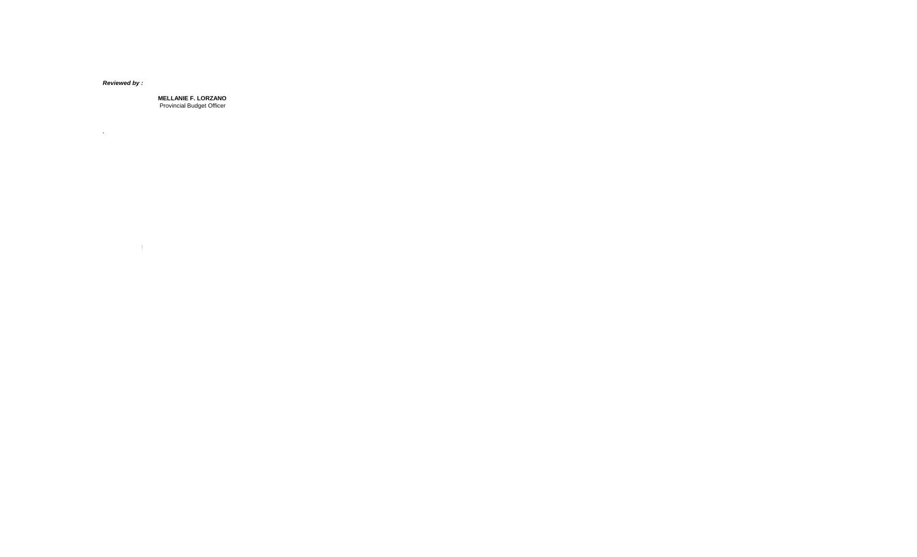***Reviewed by :***

**MELLANIE F. LORZANO**
Provincial Budget Officer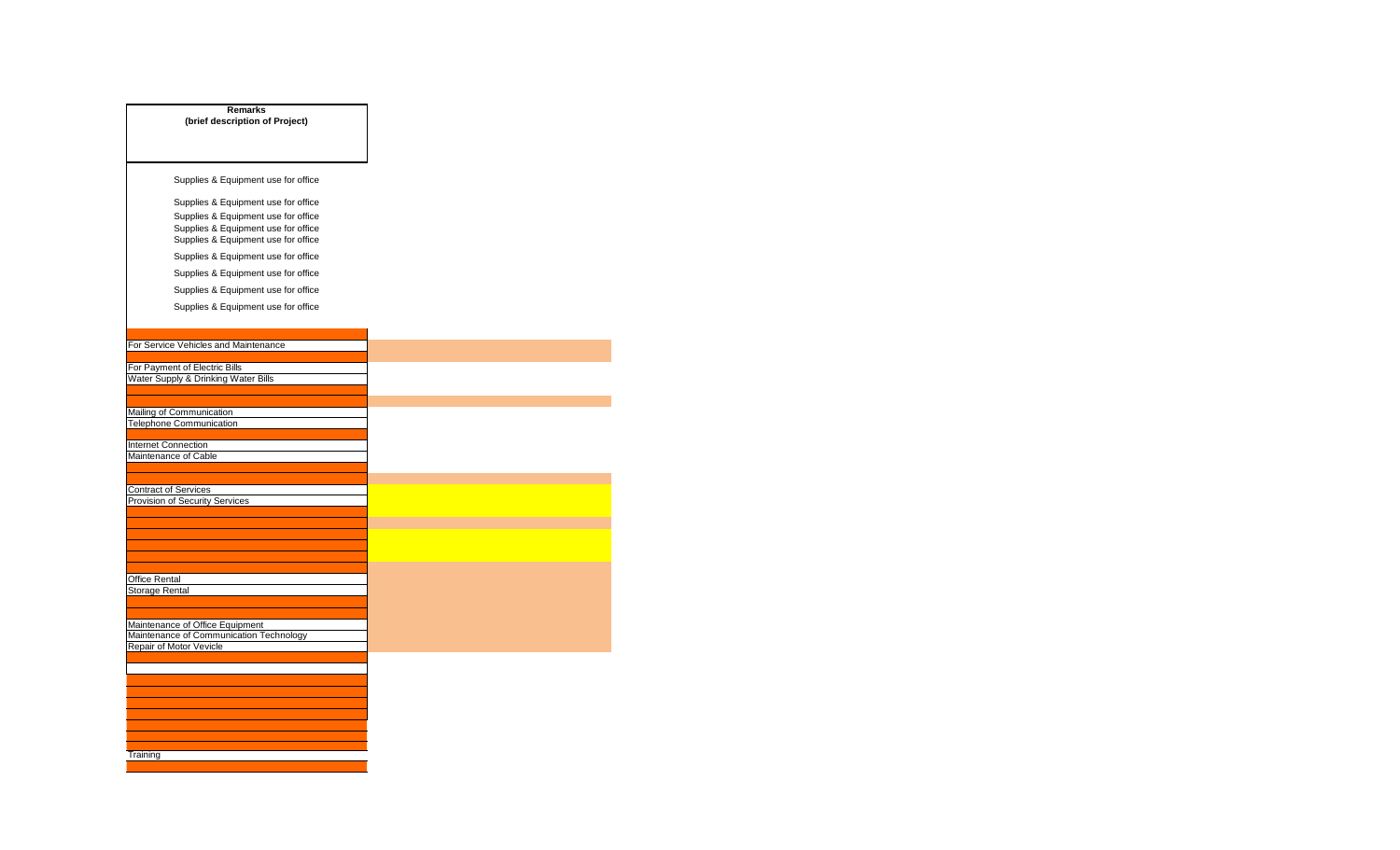| Remarks (brief description of Project) |
| --- |
| Supplies & Equipment use for office |
| Supplies & Equipment use for office |
| Supplies & Equipment use for office |
| Supplies & Equipment use for office |
| Supplies & Equipment use for office |
| Supplies & Equipment use for office |
| Supplies & Equipment use for office |
| Supplies & Equipment use for office |
| Supplies & Equipment use for office |
| |
| For Service Vehicles and Maintenance |
| |
| For Payment of Electric Bills |
| Water Supply & Drinking Water Bills |
| |
| |
| Mailing of Communication |
| Telephone Communication |
| |
| Internet Connection |
| Maintenance of Cable |
| |
| |
| Contract of Services |
| Provision of Security Services |
| |
| |
| |
| |
| |
| |
| Office Rental |
| Storage Rental |
| |
| |
| Maintenance of Office Equipment |
| Maintenance of Communication Technology |
| Repair of Motor Vevicle |
| |
| |
| |
| |
| |
| |
| |
| |
| |
| Training |
| |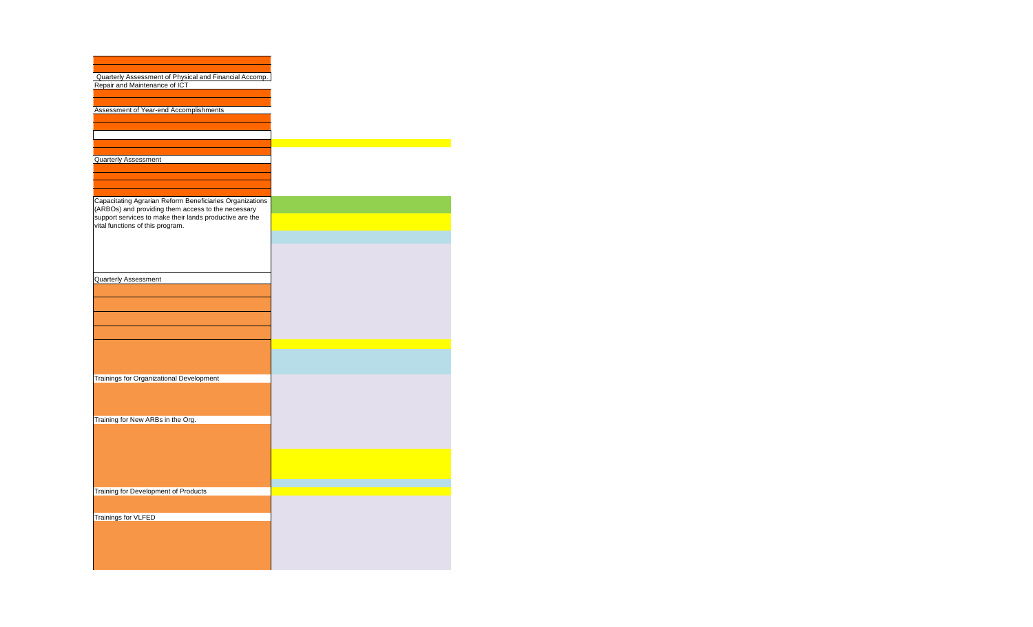Quarterly Assessment of Physical and Financial Accomp.

Repair and Maintenance of ICT

Assessment of Year-end Accomplishments

Quarterly Assessment

Capacitating Agrarian Reform Beneficiaries Organizations (ARBOs) and providing them access to the necessary support services to make their lands productive are the vital functions of this program.

Quarterly Assessment

Trainings for Organizational Development

Training for New ARBs in the Org.

Training for Development of Products

Trainings for VLFED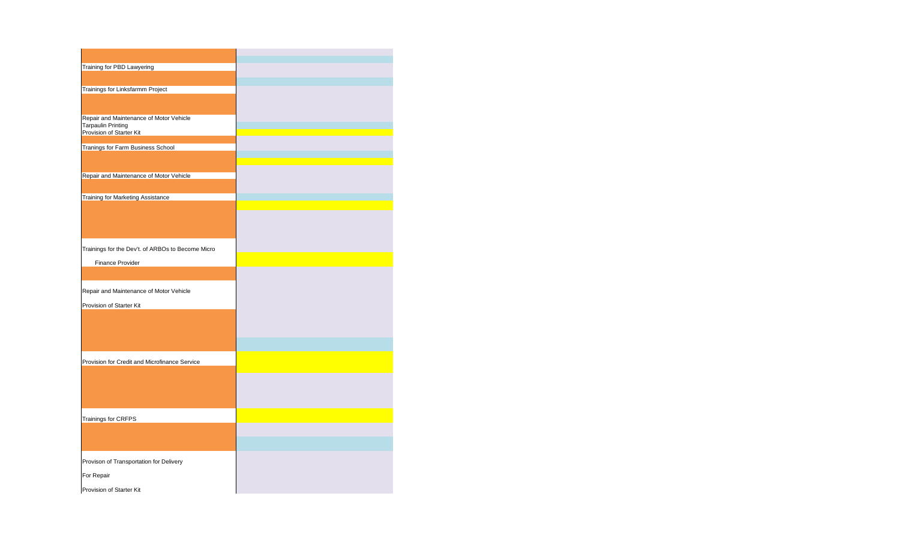| | |
|---|---|
| | |
| Training for PBD Lawyering | |
| | |
| Trainings for Linksfarmm Project | |
| | |
| Repair and Maintenance of Motor Vehicle | |
| Tarpaulin Printing | |
| Provision of Starter Kit | |
| | |
| Tranings for Farm Business School | |
| | |
| Repair and Maintenance of Motor Vehicle | |
| | |
| Training for Marketing Assistance | |
| | |
| Trainings for the Dev't. of ARBOs to Become Micro | |
| Finance Provider | |
| | |
| Repair and Maintenance of Motor Vehicle | |
| Provision of Starter Kit | |
| | |
| Provision for Credit and Microfinance Service | |
| | |
| Trainings for CRFPS | |
| | |
| Provison of Transportation for Delivery | |
| For Repair | |
| Provision of Starter Kit | |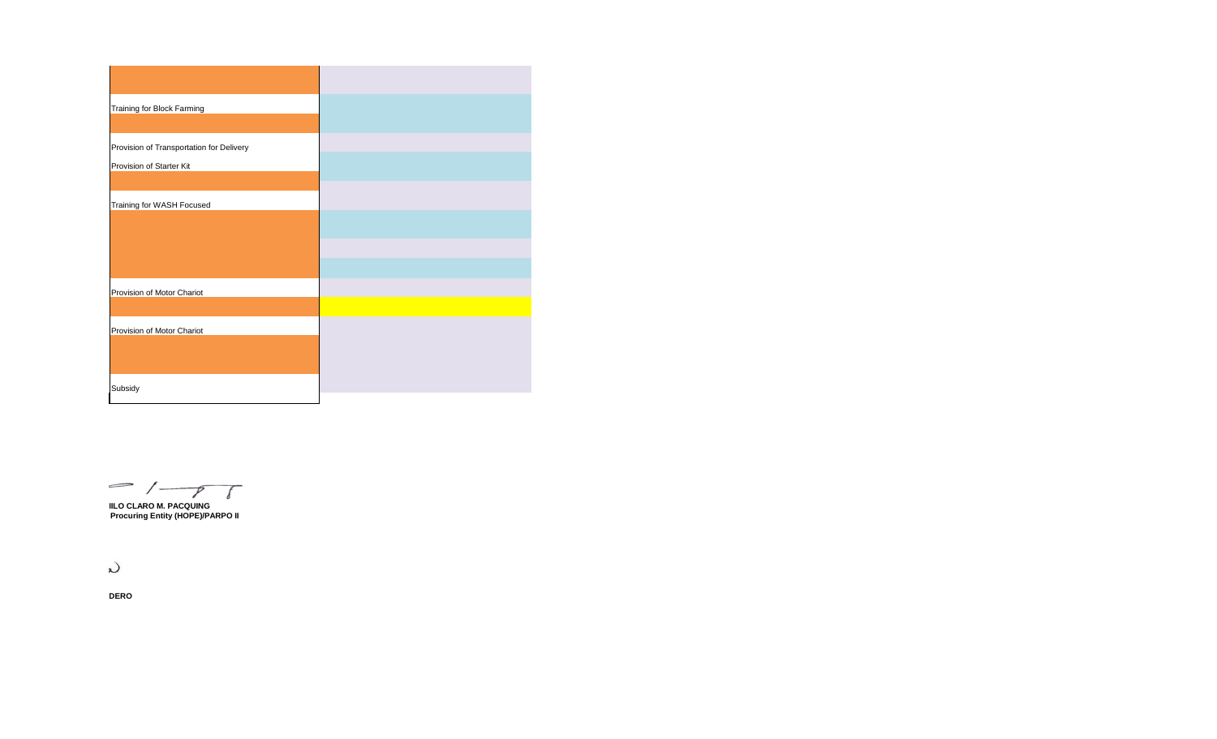| | |
|---|---|
| | |
| Training for Block Farming | |
| | |
| Provision of Transportation for Delivery | |
| Provision of Starter Kit | |
| | |
| Training for WASH Focused | |
| | |
| | |
| | |
| Provision of Motor Chariot | |
| | |
| Provision of Motor Chariot | |
| | |
| Subsidy | |

**ILO CLARO M. PACQUING**
**Procuring Entity (HOPE)/PARPO II**

**DERO**